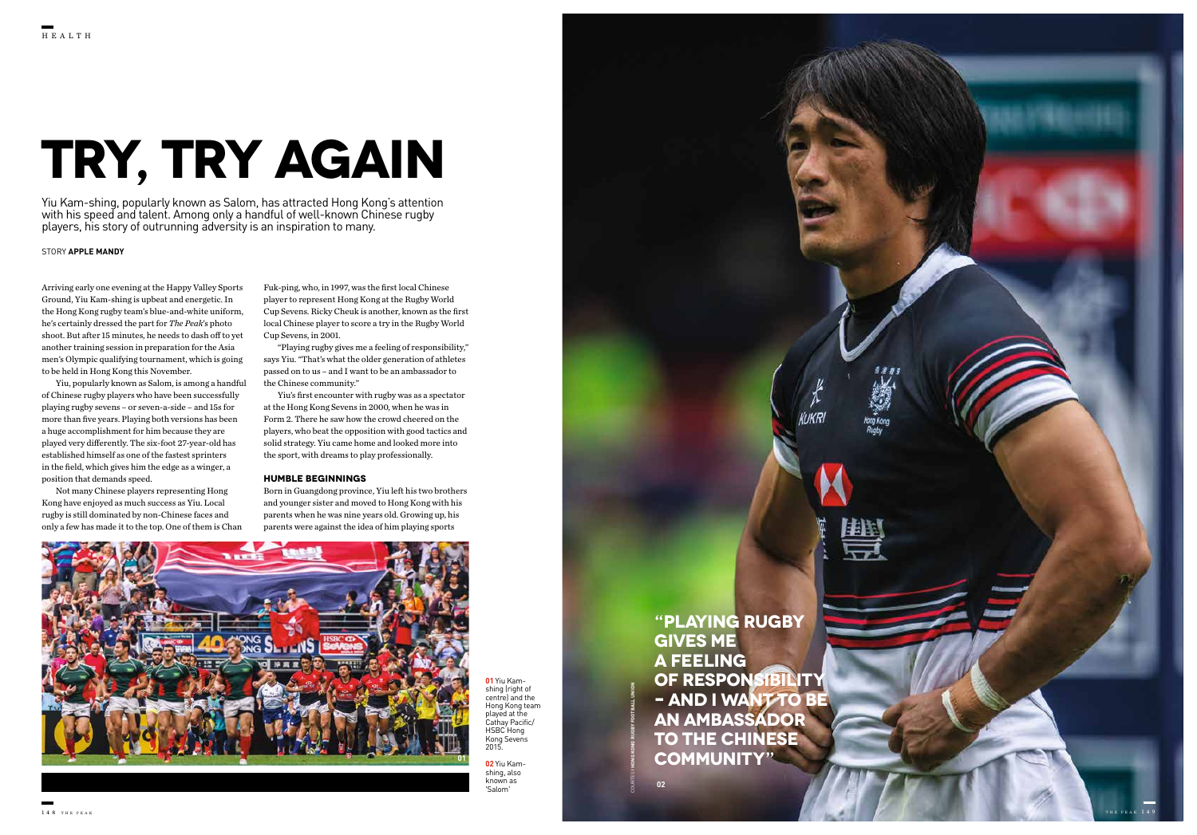# TRY, TRY AGAIN

Yiu Kam-shing, popularly known as Salom, has attracted Hong Kong's attention with his speed and talent. Among only a handful of well-known Chinese rugby players, his story of outrunning adversity is an inspiration to many.

STORY **APPLE MANDY**

Arriving early one evening at the Happy Valley Sports Ground, Yiu Kam-shing is upbeat and energetic. In the Hong Kong rugby team's blue-and-white uniform, he's certainly dressed the part for *The Peak*'s photo shoot. But after 15 minutes, he needs to dash off to yet another training session in preparation for the Asia men's Olympic qualifying tournament, which is going to be held in Hong Kong this November.

Yiu, popularly known as Salom, is among a handful of Chinese rugby players who have been successfully playing rugby sevens – or seven-a-side – and 15s for more than five years. Playing both versions has been a huge accomplishment for him because they are played very differently. The six-foot 27-year-old has established himself as one of the fastest sprinters in the field, which gives him the edge as a winger, a position that demands speed.

Not many Chinese players representing Hong Kong have enjoyed as much success as Yiu. Local rugby is still dominated by non-Chinese faces and only a few has made it to the top. One of them is Chan Fuk-ping, who, in 1997, was the first local Chinese player to represent Hong Kong at the Rugby World Cup Sevens. Ricky Cheuk is another, known as the first local Chinese player to score a try in the Rugby World Cup Sevens, in 2001.

"Playing rugby gives me a feeling of responsibility," says Yiu. "That's what the older generation of athletes passed on to us – and I want to be an ambassador to the Chinese community."

Yiu's first encounter with rugby was as a spectator at the Hong Kong Sevens in 2000, when he was in Form 2. There he saw how the crowd cheered on the players, who beat the opposition with good tactics and solid strategy. Yiu came home and looked more into the sport, with dreams to play professionally.

## HUMBLE BEGINNINGS

Born in Guangdong province, Yiu left his two brothers and younger sister and moved to Hong Kong with his parents when he was nine years old. Growing up, his parents were against the idea of him playing sports

**01** Yiu Kam-shing (right of centre) and the Hong Kong team played at the Cathay Pacific/HSBC Hong Kong Sevens 2015.

**02** Yiu Kam-shing, also known as 'Salom'

**"PLAYING RUGBY GIVES ME A FEELING OF RESPONSIBILITY – AND I WANT TO BE AN AMBASSADOR TO THE CHINESE COMMUNITY"**

COURTESY HONG KONG RUGBY FOOTBALL UNION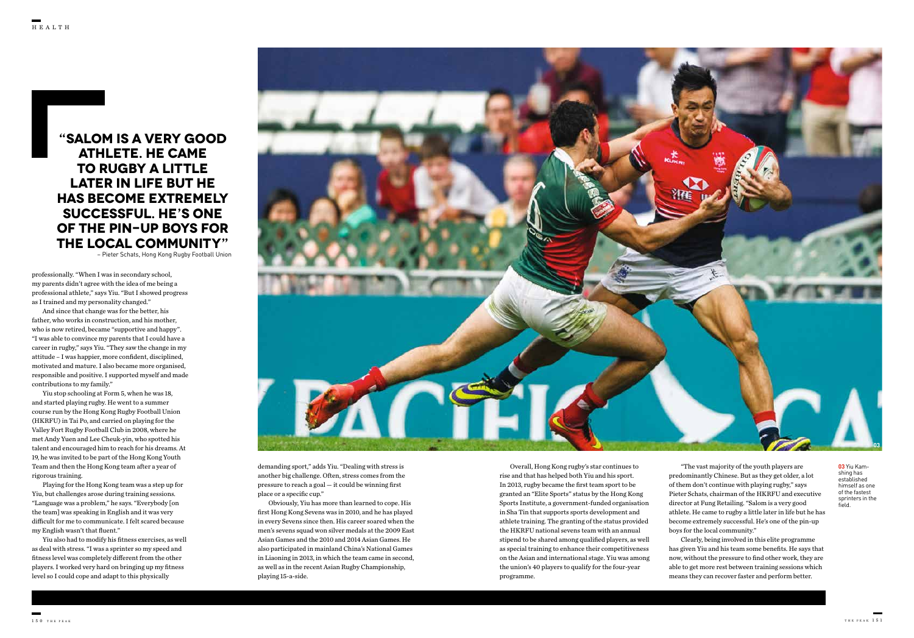> **"Salom is a very good athlete. He came to rugby a little later in life but he has become extremely successful. He's one of the pin-up boys for the local community"**
>
> – Pieter Schats, Hong Kong Rugby Football Union

professionally. "When I was in secondary school, my parents didn't agree with the idea of me being a professional athlete," says Yiu. "But I showed progress as I trained and my personality changed."

And since that change was for the better, his father, who works in construction, and his mother, who is now retired, became "supportive and happy". "I was able to convince my parents that I could have a career in rugby," says Yiu. "They saw the change in my attitude – I was happier, more confident, disciplined, motivated and mature. I also became more organised, responsible and positive. I supported myself and made contributions to my family."

Yiu stop schooling at Form 5, when he was 18, and started playing rugby. He went to a summer course run by the Hong Kong Rugby Football Union (HKRFU) in Tai Po, and carried on playing for the Valley Fort Rugby Football Club in 2008, where he met Andy Yuen and Lee Cheuk-yin, who spotted his talent and encouraged him to reach for his dreams. At 19, he was invited to be part of the Hong Kong Youth Team and then the Hong Kong team after a year of rigorous training.

Playing for the Hong Kong team was a step up for Yiu, but challenges arose during training sessions. "Language was a problem," he says. "Everybody [on the team] was speaking in English and it was very difficult for me to communicate. I felt scared because my English wasn't that fluent."

Yiu also had to modify his fitness exercises, as well as deal with stress. "I was a sprinter so my speed and fitness level was completely different from the other players. I worked very hard on bringing up my fitness level so I could cope and adapt to this physically demanding sport," adds Yiu. "Dealing with stress is another big challenge. Often, stress comes from the pressure to reach a goal — it could be winning first place or a specific cup."

Obviously, Yiu has more than learned to cope. His first Hong Kong Sevens was in 2010, and he has played in every Sevens since then. His career soared when the men's sevens squad won silver medals at the 2009 East Asian Games and the 2010 and 2014 Asian Games. He also participated in mainland China's National Games in Liaoning in 2013, in which the team came in second, as well as in the recent Asian Rugby Championship, playing 15-a-side.

Overall, Hong Kong rugby's star continues to rise and that has helped both Yiu and his sport. In 2013, rugby became the first team sport to be granted an "Elite Sports" status by the Hong Kong Sports Institute, a government-funded organisation in Sha Tin that supports sports development and athlete training. The granting of the status provided the HKRFU national sevens team with an annual stipend to be shared among qualified players, as well as special training to enhance their competitiveness on the Asian and international stage. Yiu was among the union's 40 players to qualify for the four-year programme.

"The vast majority of the youth players are predominantly Chinese. But as they get older, a lot of them don't continue with playing rugby," says Pieter Schats, chairman of the HKRFU and executive director at Fung Retailing. "Salom is a very good athlete. He came to rugby a little later in life but he has become extremely successful. He's one of the pin-up boys for the local community."

Clearly, being involved in this elite programme has given Yiu and his team some benefits. He says that now, without the pressure to find other work, they are able to get more rest between training sessions which means they can recover faster and perform better.

**03** Yiu Kam-shing has established himself as one of the fastest sprinters in the field.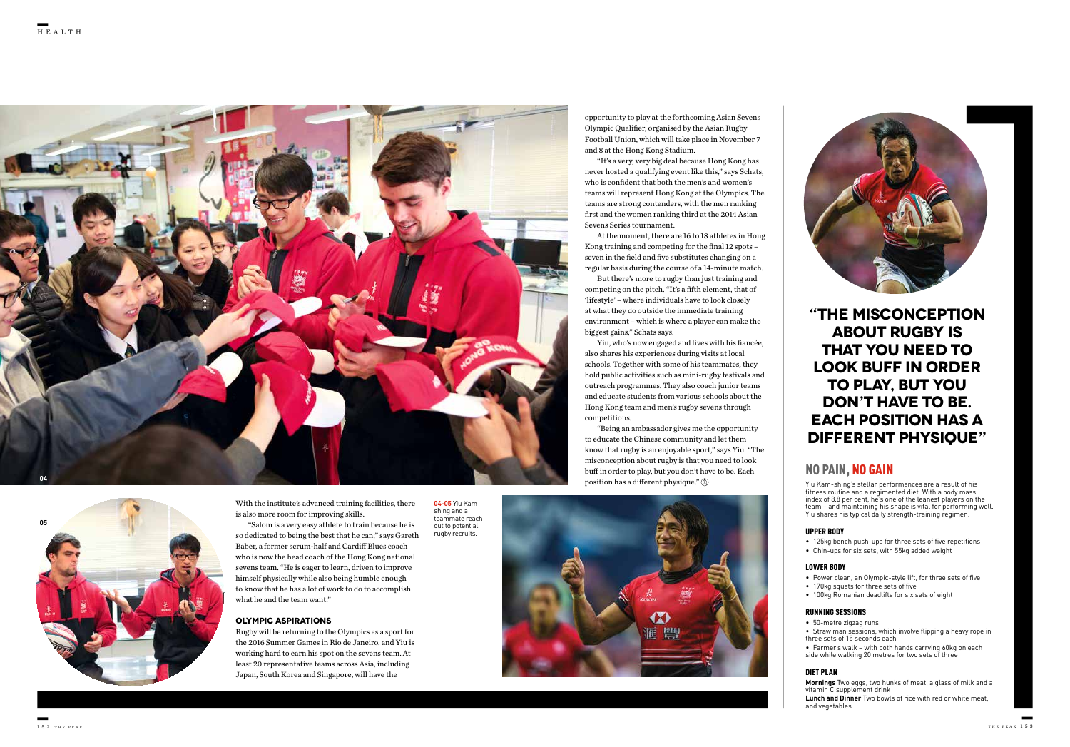opportunity to play at the forthcoming Asian Sevens Olympic Qualifier, organised by the Asian Rugby Football Union, which will take place in November 7 and 8 at the Hong Kong Stadium.

"It's a very, very big deal because Hong Kong has never hosted a qualifying event like this," says Schats, who is confident that both the men's and women's teams will represent Hong Kong at the Olympics. The teams are strong contenders, with the men ranking first and the women ranking third at the 2014 Asian Sevens Series tournament.

At the moment, there are 16 to 18 athletes in Hong Kong training and competing for the final 12 spots – seven in the field and five substitutes changing on a regular basis during the course of a 14-minute match.

But there's more to rugby than just training and competing on the pitch. "It's a fifth element, that of 'lifestyle' – where individuals have to look closely at what they do outside the immediate training environment – which is where a player can make the biggest gains," Schats says.

Yiu, who's now engaged and lives with his fiancée, also shares his experiences during visits at local schools. Together with some of his teammates, they hold public activities such as mini-rugby festivals and outreach programmes. They also coach junior teams and educate students from various schools about the Hong Kong team and men's rugby sevens through competitions.

"Being an ambassador gives me the opportunity to educate the Chinese community and let them know that rugby is an enjoyable sport," says Yiu. "The misconception about rugby is that you need to look buff in order to play, but you don't have to be. Each position has a different physique."

With the institute's advanced training facilities, there is also more room for improving skills.

"Salom is a very easy athlete to train because he is so dedicated to being the best that he can," says Gareth Baber, a former scrum-half and Cardiff Blues coach who is now the head coach of the Hong Kong national sevens team. "He is eager to learn, driven to improve himself physically while also being humble enough to know that he has a lot of work to do to accomplish what he and the team want."

### OLYMPIC ASPIRATIONS

Rugby will be returning to the Olympics as a sport for the 2016 Summer Games in Rio de Janeiro, and Yiu is working hard to earn his spot on the sevens team. At least 20 representative teams across Asia, including Japan, South Korea and Singapore, will have the

**04-05** Yiu Kam-shing and a teammate reach out to potential rugby recruits.

**"THE MISCONCEPTION ABOUT RUGBY IS THAT YOU NEED TO LOOK BUFF IN ORDER TO PLAY, BUT YOU DON'T HAVE TO BE. EACH POSITION HAS A DIFFERENT PHYSIQUE"**

## NO PAIN, NO GAIN

Yiu Kam-shing's stellar performances are a result of his fitness routine and a regimented diet. With a body mass index of 8.8 per cent, he's one of the leanest players on the team – and maintaining his shape is vital for performing well. Yiu shares his typical daily strength-training regimen:

### UPPER BODY

- 125kg bench push-ups for three sets of five repetitions
- Chin-ups for six sets, with 55kg added weight

### LOWER BODY

- Power clean, an Olympic-style lift, for three sets of five
- 170kg squats for three sets of five
- 100kg Romanian deadlifts for six sets of eight

### RUNNING SESSIONS

- 50-metre zigzag runs
- Straw man sessions, which involve flipping a heavy rope in three sets of 15 seconds each
- Farmer's walk – with both hands carrying 60kg on each side while walking 20 metres for two sets of three

### DIET PLAN

**Mornings** Two eggs, two hunks of meat, a glass of milk and a vitamin C supplement drink
**Lunch and Dinner** Two bowls of rice with red or white meat, and vegetables